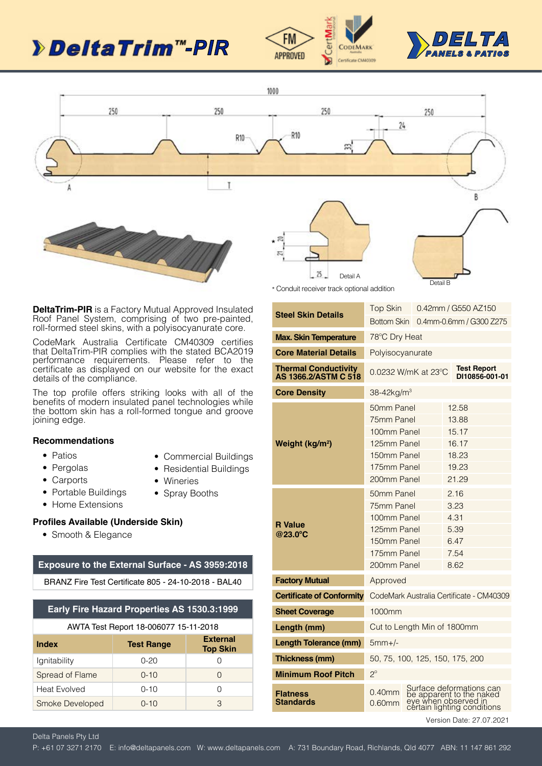# DeltaTrim™-PIR

DELTA PANELS & PATIOS

\* Conduit receiver track optional addition

**DeltaTrim-PIR** is a Factory Mutual Approved Insulated Roof Panel System, comprising of two pre-painted, roll-formed steel skins, with a polyisocyanurate core.

CodeMark Australia Certificate CM40309 certifies that DeltaTrim-PIR complies with the stated BCA2019 performance requirements. Please refer to the certificate as displayed on our website for the exact details of the compliance.

The top profile offers striking looks with all of the benefits of modern insulated panel technologies while the bottom skin has a roll-formed tongue and groove joining edge.

### Recommendations

- Patios
- Pergolas
- Carports
- Portable Buildings
- Home Extensions
- Commercial Buildings
- Residential Buildings
- Wineries
- Spray Booths

### Profiles Available (Underside Skin)

- Smooth & Elegance

| Exposure to the External Surface - AS 3959:2018 |
|---|
| BRANZ Fire Test Certificate 805 - 24-10-2018 - BAL40 |

**Early Fire Hazard Properties AS 1530.3:1999**

AWTA Test Report 18-006077 15-11-2018

| Index | Test Range | External Top Skin |
|---|---|---|
| Ignitability | 0-20 | 0 |
| Spread of Flame | 0-10 | 0 |
| Heat Evolved | 0-10 | 0 |
| Smoke Developed | 0-10 | 3 |

| | | |
|---|---|---|
| **Steel Skin Details** | Top Skin | 0.42mm / G550 AZ150 |
| | Bottom Skin | 0.4mm-0.6mm / G300 Z275 |
| **Max. Skin Temperature** | 78°C Dry Heat | |
| **Core Material Details** | Polyisocyanurate | |
| **Thermal Conductivity AS 1366.2/ASTM C 518** | 0.0232 W/mK at 23°C | **Test Report DI10856-001-01** |
| **Core Density** | 38-42kg/m³ | |
| **Weight (kg/m²)** | 50mm Panel | 12.58 |
| | 75mm Panel | 13.88 |
| | 100mm Panel | 15.17 |
| | 125mm Panel | 16.17 |
| | 150mm Panel | 18.23 |
| | 175mm Panel | 19.23 |
| | 200mm Panel | 21.29 |
| **R Value @23.0°C** | 50mm Panel | 2.16 |
| | 75mm Panel | 3.23 |
| | 100mm Panel | 4.31 |
| | 125mm Panel | 5.39 |
| | 150mm Panel | 6.47 |
| | 175mm Panel | 7.54 |
| | 200mm Panel | 8.62 |
| **Factory Mutual** | Approved | |
| **Certificate of Conformity** | CodeMark Australia Certificate - CM40309 | |
| **Sheet Coverage** | 1000mm | |
| **Length (mm)** | Cut to Length Min of 1800mm | |
| **Length Tolerance (mm)** | 5mm+/- | |
| **Thickness (mm)** | 50, 75, 100, 125, 150, 175, 200 | |
| **Minimum Roof Pitch** | 2° | |
| **Flatness Standards** | 0.40mm 0.60mm | Surface deformations can be apparent to the naked eye when observed in certain lighting conditions |

Version Date: 27.07.2021

Delta Panels Pty Ltd

P: +61 07 3271 2170 E: info@deltapanels.com W: www.deltapanels.com A: 731 Boundary Road, Richlands, Qld 4077 ABN: 11 147 861 292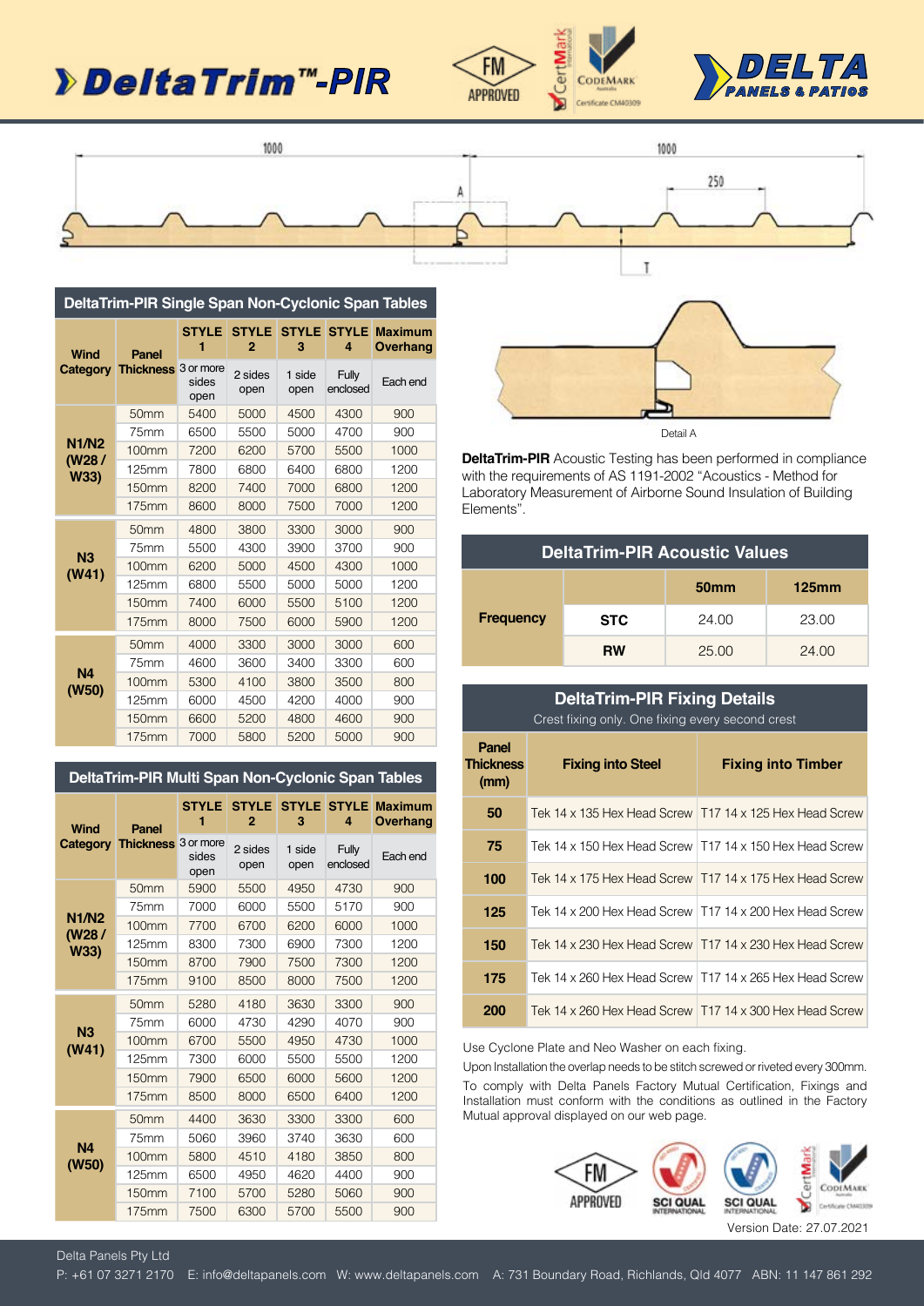# DeltaTrim™-PIR

1000

1000

250

A

T

## DeltaTrim-PIR Single Span Non-Cyclonic Span Tables

| Wind Category | Panel Thickness | STYLE 1<br>3 or more sides open | STYLE 2<br>2 sides open | STYLE 3<br>1 side open | STYLE 4<br>Fully enclosed | Maximum Overhang<br>Each end |
|---|---|---|---|---|---|---|
| N1/N2 (W28 / W33) | 50mm | 5400 | 5000 | 4500 | 4300 | 900 |
| | 75mm | 6500 | 5500 | 5000 | 4700 | 900 |
| | 100mm | 7200 | 6200 | 5700 | 5500 | 1000 |
| | 125mm | 7800 | 6800 | 6400 | 6800 | 1200 |
| | 150mm | 8200 | 7400 | 7000 | 6800 | 1200 |
| | 175mm | 8600 | 8000 | 7500 | 7000 | 1200 |
| N3 (W41) | 50mm | 4800 | 3800 | 3300 | 3000 | 900 |
| | 75mm | 5500 | 4300 | 3900 | 3700 | 900 |
| | 100mm | 6200 | 5000 | 4500 | 4300 | 1000 |
| | 125mm | 6800 | 5500 | 5000 | 5000 | 1200 |
| | 150mm | 7400 | 6000 | 5500 | 5100 | 1200 |
| | 175mm | 8000 | 7500 | 6000 | 5900 | 1200 |
| N4 (W50) | 50mm | 4000 | 3300 | 3000 | 3000 | 600 |
| | 75mm | 4600 | 3600 | 3400 | 3300 | 600 |
| | 100mm | 5300 | 4100 | 3800 | 3500 | 800 |
| | 125mm | 6000 | 4500 | 4200 | 4000 | 900 |
| | 150mm | 6600 | 5200 | 4800 | 4600 | 900 |
| | 175mm | 7000 | 5800 | 5200 | 5000 | 900 |

## DeltaTrim-PIR Multi Span Non-Cyclonic Span Tables

| Wind Category | Panel Thickness | STYLE 1<br>3 or more sides open | STYLE 2<br>2 sides open | STYLE 3<br>1 side open | STYLE 4<br>Fully enclosed | Maximum Overhang<br>Each end |
|---|---|---|---|---|---|---|
| N1/N2 (W28 / W33) | 50mm | 5900 | 5500 | 4950 | 4730 | 900 |
| | 75mm | 7000 | 6000 | 5500 | 5170 | 900 |
| | 100mm | 7700 | 6700 | 6200 | 6000 | 1000 |
| | 125mm | 8300 | 7300 | 6900 | 7300 | 1200 |
| | 150mm | 8700 | 7900 | 7500 | 7300 | 1200 |
| | 175mm | 9100 | 8500 | 8000 | 7500 | 1200 |
| N3 (W41) | 50mm | 5280 | 4180 | 3630 | 3300 | 900 |
| | 75mm | 6000 | 4730 | 4290 | 4070 | 900 |
| | 100mm | 6700 | 5500 | 4950 | 4730 | 1000 |
| | 125mm | 7300 | 6000 | 5500 | 5500 | 1200 |
| | 150mm | 7900 | 6500 | 6000 | 5600 | 1200 |
| | 175mm | 8500 | 8000 | 6500 | 6400 | 1200 |
| N4 (W50) | 50mm | 4400 | 3630 | 3300 | 3300 | 600 |
| | 75mm | 5060 | 3960 | 3740 | 3630 | 600 |
| | 100mm | 5800 | 4510 | 4180 | 3850 | 800 |
| | 125mm | 6500 | 4950 | 4620 | 4400 | 900 |
| | 150mm | 7100 | 5700 | 5280 | 5060 | 900 |
| | 175mm | 7500 | 6300 | 5700 | 5500 | 900 |

Detail A

**DeltaTrim-PIR** Acoustic Testing has been performed in compliance with the requirements of AS 1191-2002 "Acoustics - Method for Laboratory Measurement of Airborne Sound Insulation of Building Elements".

## DeltaTrim-PIR Acoustic Values

| | | 50mm | 125mm |
|---|---|---|---|
| Frequency | STC | 24.00 | 23.00 |
| | RW | 25.00 | 24.00 |

## DeltaTrim-PIR Fixing Details

Crest fixing only. One fixing every second crest

| Panel Thickness (mm) | Fixing into Steel | Fixing into Timber |
|---|---|---|
| 50 | Tek 14 x 135 Hex Head Screw | T17 14 x 125 Hex Head Screw |
| 75 | Tek 14 x 150 Hex Head Screw | T17 14 x 150 Hex Head Screw |
| 100 | Tek 14 x 175 Hex Head Screw | T17 14 x 175 Hex Head Screw |
| 125 | Tek 14 x 200 Hex Head Screw | T17 14 x 200 Hex Head Screw |
| 150 | Tek 14 x 230 Hex Head Screw | T17 14 x 230 Hex Head Screw |
| 175 | Tek 14 x 260 Hex Head Screw | T17 14 x 265 Hex Head Screw |
| 200 | Tek 14 x 260 Hex Head Screw | T17 14 x 300 Hex Head Screw |

Use Cyclone Plate and Neo Washer on each fixing.

Upon Installation the overlap needs to be stitch screwed or riveted every 300mm.

To comply with Delta Panels Factory Mutual Certification, Fixings and Installation must conform with the conditions as outlined in the Factory Mutual approval displayed on our web page.

Version Date: 27.07.2021

Delta Panels Pty Ltd

P: +61 07 3271 2170 E: info@deltapanels.com W: www.deltapanels.com A: 731 Boundary Road, Richlands, Qld 4077 ABN: 11 147 861 292